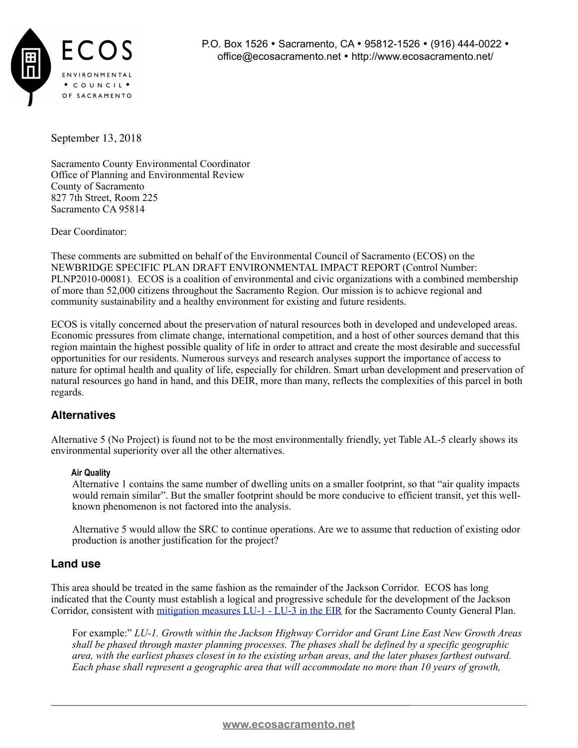ECOS

ENVIRONMENTAL • COUNCIL • OF SACRAMENTO

P.O. Box 1526 • Sacramento, CA • 95812-1526 • (916) 444-0022 • office@ecosacramento.net • http://www.ecosacramento.net/

September 13, 2018

Sacramento County Environmental Coordinator
Office of Planning and Environmental Review
County of Sacramento
827 7th Street, Room 225
Sacramento CA 95814

Dear Coordinator:

These comments are submitted on behalf of the Environmental Council of Sacramento (ECOS) on the NEWBRIDGE SPECIFIC PLAN DRAFT ENVIRONMENTAL IMPACT REPORT (Control Number: PLNP2010-00081). ECOS is a coalition of environmental and civic organizations with a combined membership of more than 52,000 citizens throughout the Sacramento Region. Our mission is to achieve regional and community sustainability and a healthy environment for existing and future residents.

ECOS is vitally concerned about the preservation of natural resources both in developed and undeveloped areas. Economic pressures from climate change, international competition, and a host of other sources demand that this region maintain the highest possible quality of life in order to attract and create the most desirable and successful opportunities for our residents. Numerous surveys and research analyses support the importance of access to nature for optimal health and quality of life, especially for children. Smart urban development and preservation of natural resources go hand in hand, and this DEIR, more than many, reflects the complexities of this parcel in both regards.

## Alternatives

Alternative 5 (No Project) is found not to be the most environmentally friendly, yet Table AL-5 clearly shows its environmental superiority over all the other alternatives.

### Air Quality

Alternative 1 contains the same number of dwelling units on a smaller footprint, so that "air quality impacts would remain similar". But the smaller footprint should be more conducive to efficient transit, yet this well-known phenomenon is not factored into the analysis.

Alternative 5 would allow the SRC to continue operations. Are we to assume that reduction of existing odor production is another justification for the project?

## Land use

This area should be treated in the same fashion as the remainder of the Jackson Corridor. ECOS has long indicated that the County must establish a logical and progressive schedule for the development of the Jackson Corridor, consistent with [mitigation measures LU-1 - LU-3 in the EIR](#) for the Sacramento County General Plan.

For example:" *LU-1. Growth within the Jackson Highway Corridor and Grant Line East New Growth Areas shall be phased through master planning processes. The phases shall be defined by a specific geographic area, with the earliest phases closest in to the existing urban areas, and the later phases farthest outward. Each phase shall represent a geographic area that will accommodate no more than 10 years of growth,*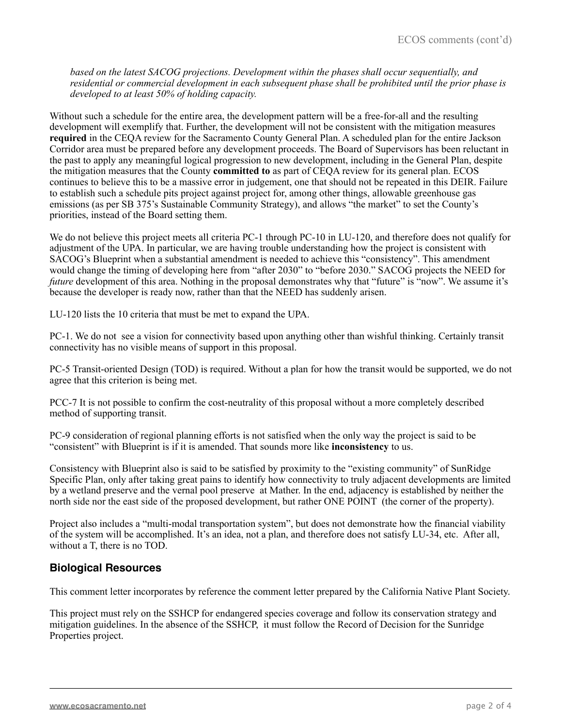*based on the latest SACOG projections. Development within the phases shall occur sequentially, and residential or commercial development in each subsequent phase shall be prohibited until the prior phase is developed to at least 50% of holding capacity.*

Without such a schedule for the entire area, the development pattern will be a free-for-all and the resulting development will exemplify that. Further, the development will not be consistent with the mitigation measures **required** in the CEQA review for the Sacramento County General Plan. A scheduled plan for the entire Jackson Corridor area must be prepared before any development proceeds. The Board of Supervisors has been reluctant in the past to apply any meaningful logical progression to new development, including in the General Plan, despite the mitigation measures that the County **committed to** as part of CEQA review for its general plan. ECOS continues to believe this to be a massive error in judgement, one that should not be repeated in this DEIR. Failure to establish such a schedule pits project against project for, among other things, allowable greenhouse gas emissions (as per SB 375's Sustainable Community Strategy), and allows "the market" to set the County's priorities, instead of the Board setting them.

We do not believe this project meets all criteria PC-1 through PC-10 in LU-120, and therefore does not qualify for adjustment of the UPA. In particular, we are having trouble understanding how the project is consistent with SACOG's Blueprint when a substantial amendment is needed to achieve this "consistency". This amendment would change the timing of developing here from "after 2030" to "before 2030." SACOG projects the NEED for *future* development of this area. Nothing in the proposal demonstrates why that "future" is "now". We assume it's because the developer is ready now, rather than that the NEED has suddenly arisen.

LU-120 lists the 10 criteria that must be met to expand the UPA.

PC-1. We do not see a vision for connectivity based upon anything other than wishful thinking. Certainly transit connectivity has no visible means of support in this proposal.

PC-5 Transit-oriented Design (TOD) is required. Without a plan for how the transit would be supported, we do not agree that this criterion is being met.

PCC-7 It is not possible to confirm the cost-neutrality of this proposal without a more completely described method of supporting transit.

PC-9 consideration of regional planning efforts is not satisfied when the only way the project is said to be "consistent" with Blueprint is if it is amended. That sounds more like **inconsistency** to us.

Consistency with Blueprint also is said to be satisfied by proximity to the "existing community" of SunRidge Specific Plan, only after taking great pains to identify how connectivity to truly adjacent developments are limited by a wetland preserve and the vernal pool preserve at Mather. In the end, adjacency is established by neither the north side nor the east side of the proposed development, but rather ONE POINT (the corner of the property).

Project also includes a "multi-modal transportation system", but does not demonstrate how the financial viability of the system will be accomplished. It's an idea, not a plan, and therefore does not satisfy LU-34, etc. After all, without a T, there is no TOD.

## Biological Resources

This comment letter incorporates by reference the comment letter prepared by the California Native Plant Society.

This project must rely on the SSHCP for endangered species coverage and follow its conservation strategy and mitigation guidelines. In the absence of the SSHCP, it must follow the Record of Decision for the Sunridge Properties project.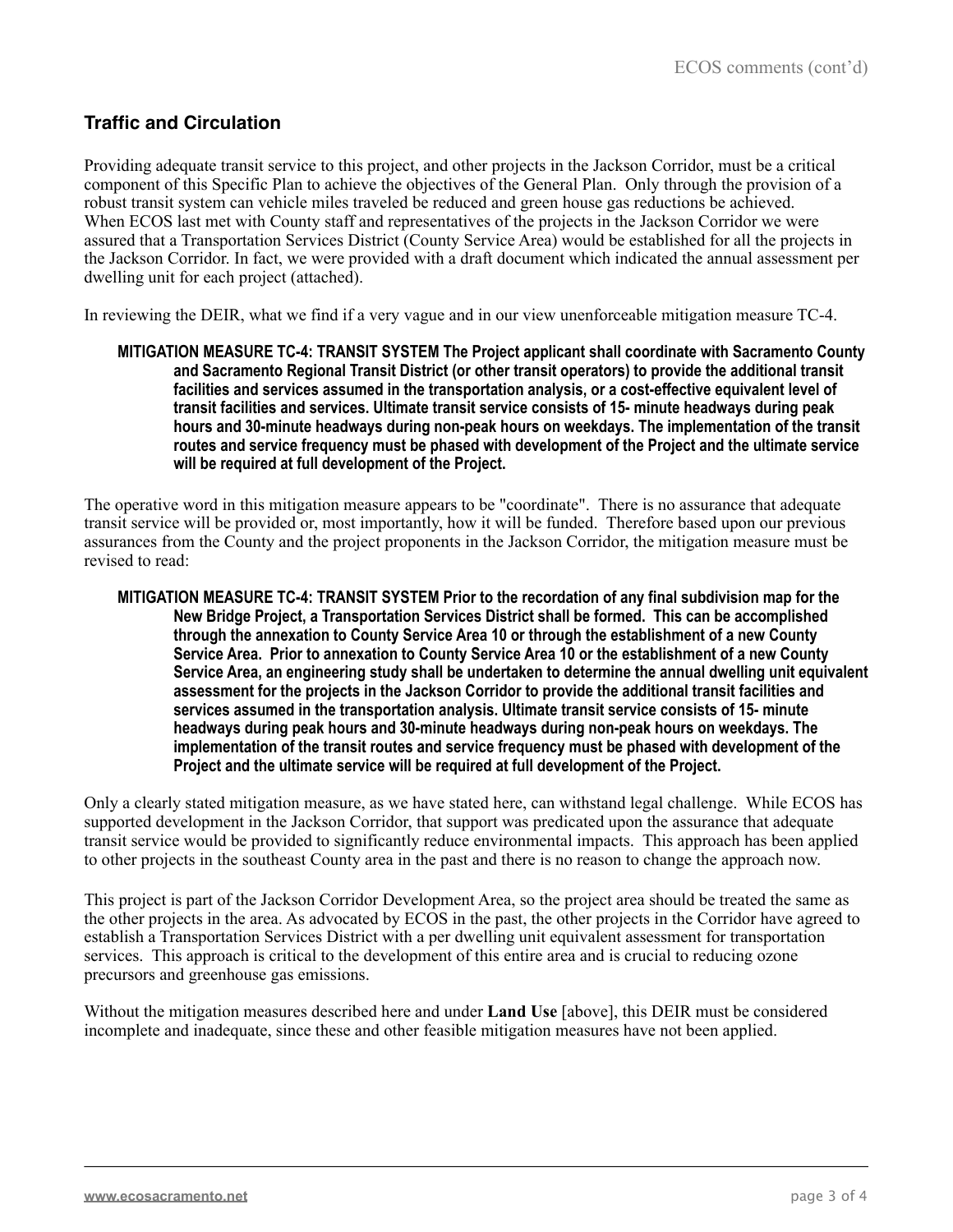## Traffic and Circulation

Providing adequate transit service to this project, and other projects in the Jackson Corridor, must be a critical component of this Specific Plan to achieve the objectives of the General Plan. Only through the provision of a robust transit system can vehicle miles traveled be reduced and green house gas reductions be achieved. When ECOS last met with County staff and representatives of the projects in the Jackson Corridor we were assured that a Transportation Services District (County Service Area) would be established for all the projects in the Jackson Corridor. In fact, we were provided with a draft document which indicated the annual assessment per dwelling unit for each project (attached).

In reviewing the DEIR, what we find if a very vague and in our view unenforceable mitigation measure TC-4.

> **MITIGATION MEASURE TC-4: TRANSIT SYSTEM The Project applicant shall coordinate with Sacramento County and Sacramento Regional Transit District (or other transit operators) to provide the additional transit facilities and services assumed in the transportation analysis, or a cost-effective equivalent level of transit facilities and services. Ultimate transit service consists of 15- minute headways during peak hours and 30-minute headways during non-peak hours on weekdays. The implementation of the transit routes and service frequency must be phased with development of the Project and the ultimate service will be required at full development of the Project.**

The operative word in this mitigation measure appears to be "coordinate". There is no assurance that adequate transit service will be provided or, most importantly, how it will be funded. Therefore based upon our previous assurances from the County and the project proponents in the Jackson Corridor, the mitigation measure must be revised to read:

> **MITIGATION MEASURE TC-4: TRANSIT SYSTEM Prior to the recordation of any final subdivision map for the New Bridge Project, a Transportation Services District shall be formed. This can be accomplished through the annexation to County Service Area 10 or through the establishment of a new County Service Area. Prior to annexation to County Service Area 10 or the establishment of a new County Service Area, an engineering study shall be undertaken to determine the annual dwelling unit equivalent assessment for the projects in the Jackson Corridor to provide the additional transit facilities and services assumed in the transportation analysis. Ultimate transit service consists of 15- minute headways during peak hours and 30-minute headways during non-peak hours on weekdays. The implementation of the transit routes and service frequency must be phased with development of the Project and the ultimate service will be required at full development of the Project.**

Only a clearly stated mitigation measure, as we have stated here, can withstand legal challenge. While ECOS has supported development in the Jackson Corridor, that support was predicated upon the assurance that adequate transit service would be provided to significantly reduce environmental impacts. This approach has been applied to other projects in the southeast County area in the past and there is no reason to change the approach now.

This project is part of the Jackson Corridor Development Area, so the project area should be treated the same as the other projects in the area. As advocated by ECOS in the past, the other projects in the Corridor have agreed to establish a Transportation Services District with a per dwelling unit equivalent assessment for transportation services. This approach is critical to the development of this entire area and is crucial to reducing ozone precursors and greenhouse gas emissions.

Without the mitigation measures described here and under **Land Use** [above], this DEIR must be considered incomplete and inadequate, since these and other feasible mitigation measures have not been applied.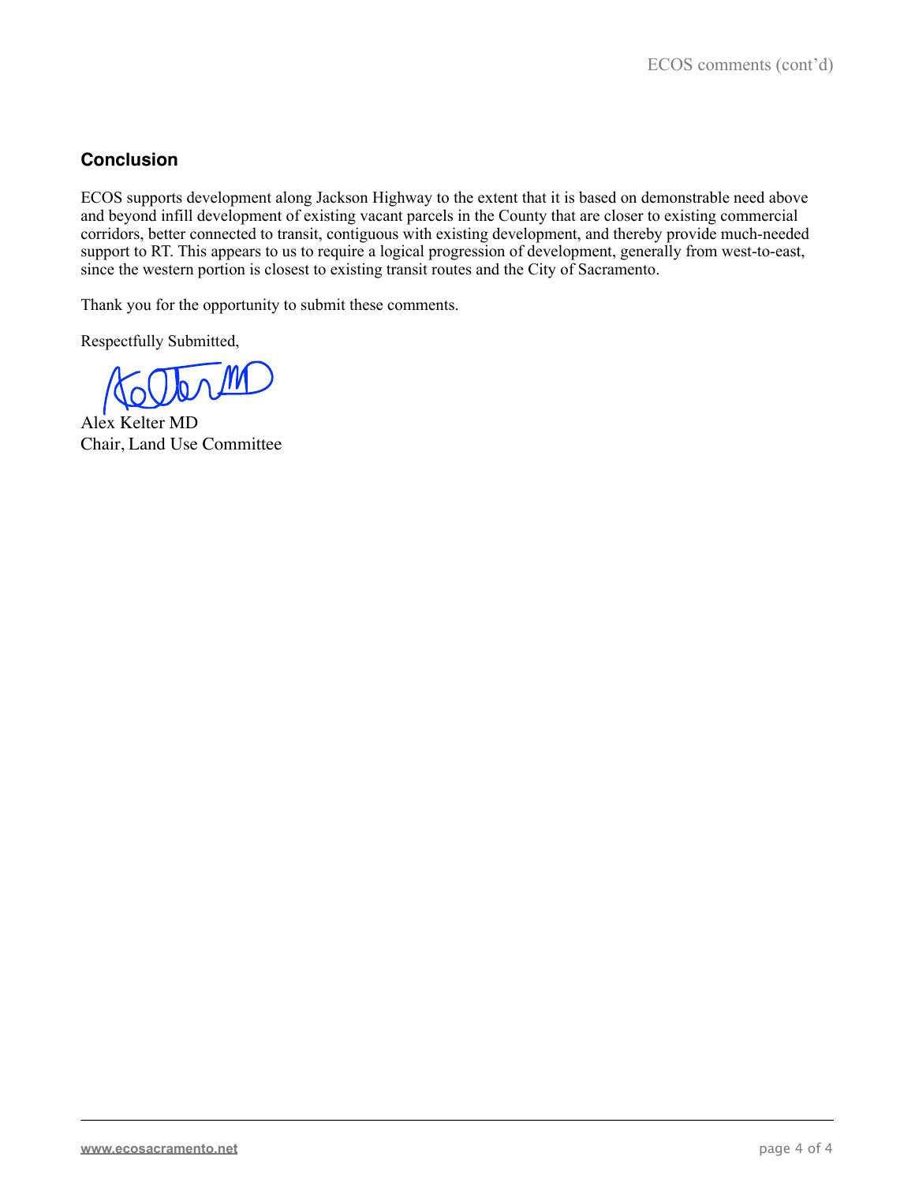## Conclusion

ECOS supports development along Jackson Highway to the extent that it is based on demonstrable need above and beyond infill development of existing vacant parcels in the County that are closer to existing commercial corridors, better connected to transit, contiguous with existing development, and thereby provide much-needed support to RT. This appears to us to require a logical progression of development, generally from west-to-east, since the western portion is closest to existing transit routes and the City of Sacramento.

Thank you for the opportunity to submit these comments.

Respectfully Submitted,

Alex Kelter MD
Chair, Land Use Committee